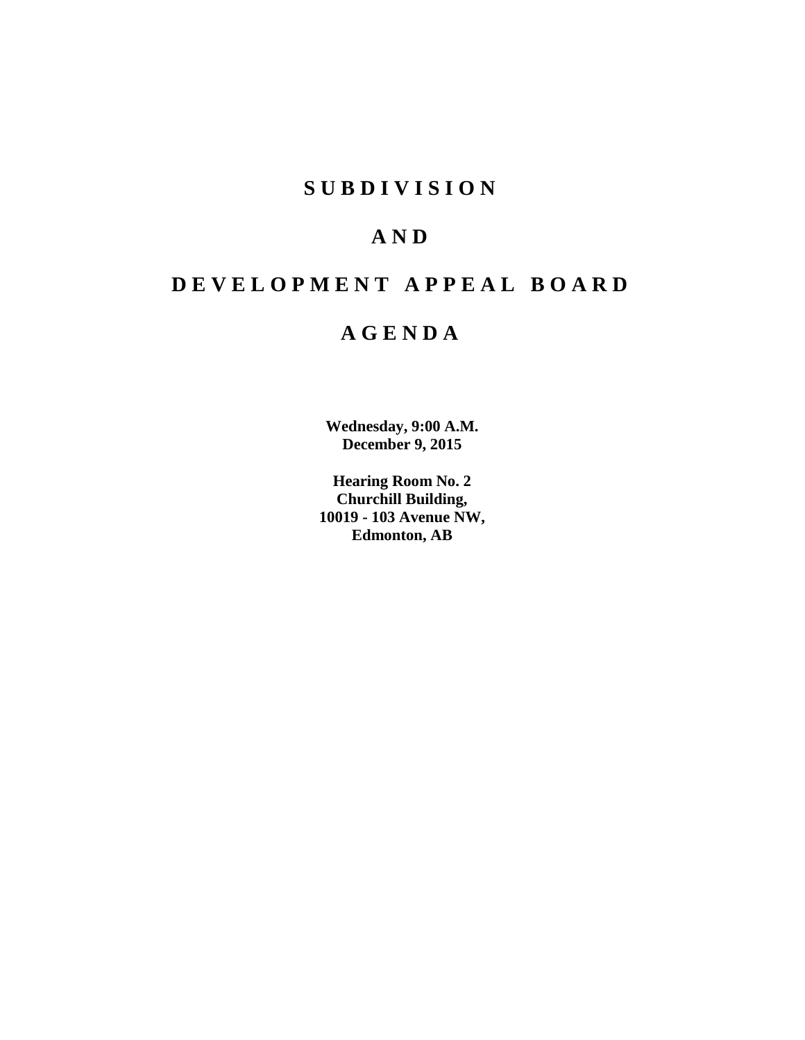# S U B D I V I S I O N

# A N D

# D E V E L O P M E N T A P P E A L B O A R D

# A G E N D A

**Wednesday, 9:00 A.M.**
**December 9, 2015**

**Hearing Room No. 2**
**Churchill Building,**
**10019 - 103 Avenue NW,**
**Edmonton, AB**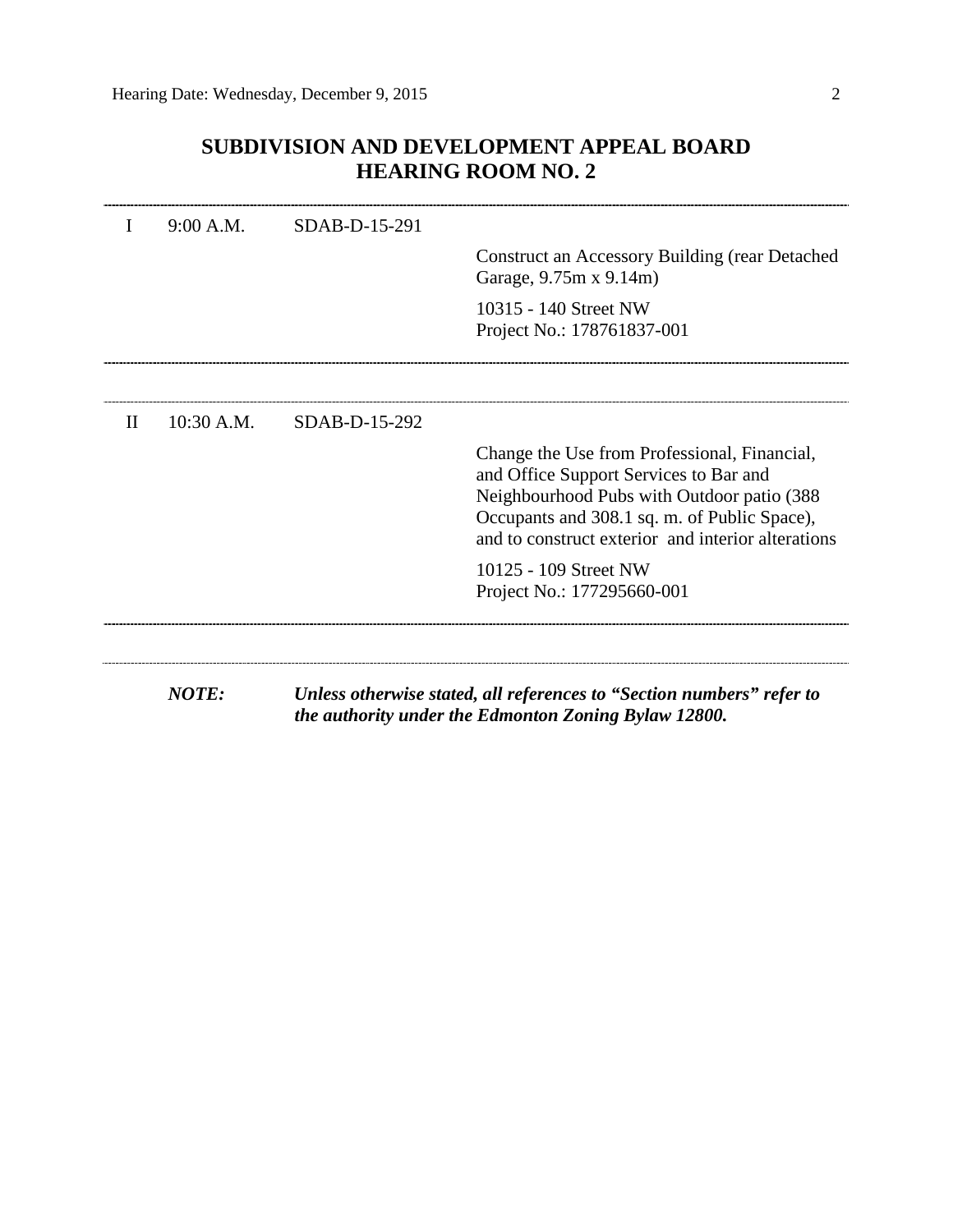# SUBDIVISION AND DEVELOPMENT APPEAL BOARD
# HEARING ROOM NO. 2

---

| | | | |
|---|---|---|---|
| I | 9:00 A.M. | SDAB-D-15-291 | |
| | | | Construct an Accessory Building (rear Detached Garage, 9.75m x 9.14m) |
| | | | 10315 - 140 Street NW<br>Project No.: 178761837-001 |

---

| | | | |
|---|---|---|---|
| II | 10:30 A.M. | SDAB-D-15-292 | |
| | | | Change the Use from Professional, Financial, and Office Support Services to Bar and Neighbourhood Pubs with Outdoor patio (388 Occupants and 308.1 sq. m. of Public Space), and to construct exterior and interior alterations |
| | | | 10125 - 109 Street NW<br>Project No.: 177295660-001 |

---

***NOTE:*** ***Unless otherwise stated, all references to "Section numbers" refer to the authority under the Edmonton Zoning Bylaw 12800.***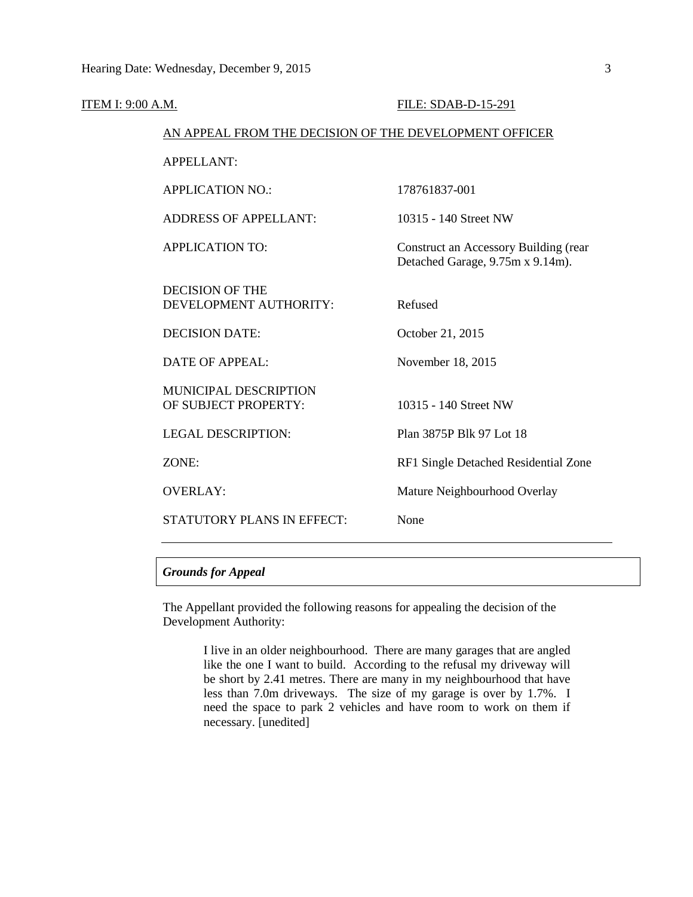ITEM I: 9:00 A.M. FILE: SDAB-D-15-291

AN APPEAL FROM THE DECISION OF THE DEVELOPMENT OFFICER

| | |
|---|---|
| APPELLANT: | |
| APPLICATION NO.: | 178761837-001 |
| ADDRESS OF APPELLANT: | 10315 - 140 Street NW |
| APPLICATION TO: | Construct an Accessory Building (rear Detached Garage, 9.75m x 9.14m). |
| DECISION OF THE DEVELOPMENT AUTHORITY: | Refused |
| DECISION DATE: | October 21, 2015 |
| DATE OF APPEAL: | November 18, 2015 |
| MUNICIPAL DESCRIPTION OF SUBJECT PROPERTY: | 10315 - 140 Street NW |
| LEGAL DESCRIPTION: | Plan 3875P Blk 97 Lot 18 |
| ZONE: | RF1 Single Detached Residential Zone |
| OVERLAY: | Mature Neighbourhood Overlay |
| STATUTORY PLANS IN EFFECT: | None |

---

***Grounds for Appeal***

The Appellant provided the following reasons for appealing the decision of the Development Authority:

> I live in an older neighbourhood. There are many garages that are angled like the one I want to build. According to the refusal my driveway will be short by 2.41 metres. There are many in my neighbourhood that have less than 7.0m driveways. The size of my garage is over by 1.7%. I need the space to park 2 vehicles and have room to work on them if necessary. [unedited]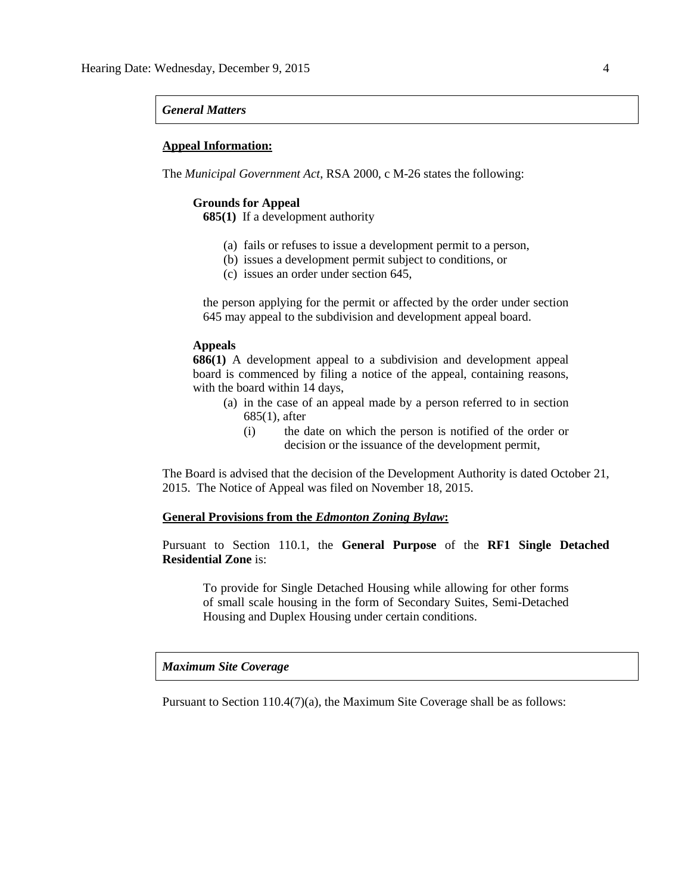*General Matters*

**Appeal Information:**

The *Municipal Government Act*, RSA 2000, c M-26 states the following:

**Grounds for Appeal**

**685(1)** If a development authority

(a) fails or refuses to issue a development permit to a person,
(b) issues a development permit subject to conditions, or
(c) issues an order under section 645,

the person applying for the permit or affected by the order under section 645 may appeal to the subdivision and development appeal board.

**Appeals**

**686(1)** A development appeal to a subdivision and development appeal board is commenced by filing a notice of the appeal, containing reasons, with the board within 14 days,

(a) in the case of an appeal made by a person referred to in section 685(1), after
   (i) the date on which the person is notified of the order or decision or the issuance of the development permit,

The Board is advised that the decision of the Development Authority is dated October 21, 2015. The Notice of Appeal was filed on November 18, 2015.

**General Provisions from the *Edmonton Zoning Bylaw*:**

Pursuant to Section 110.1, the **General Purpose** of the **RF1 Single Detached Residential Zone** is:

> To provide for Single Detached Housing while allowing for other forms of small scale housing in the form of Secondary Suites, Semi-Detached Housing and Duplex Housing under certain conditions.

*Maximum Site Coverage*

Pursuant to Section 110.4(7)(a), the Maximum Site Coverage shall be as follows: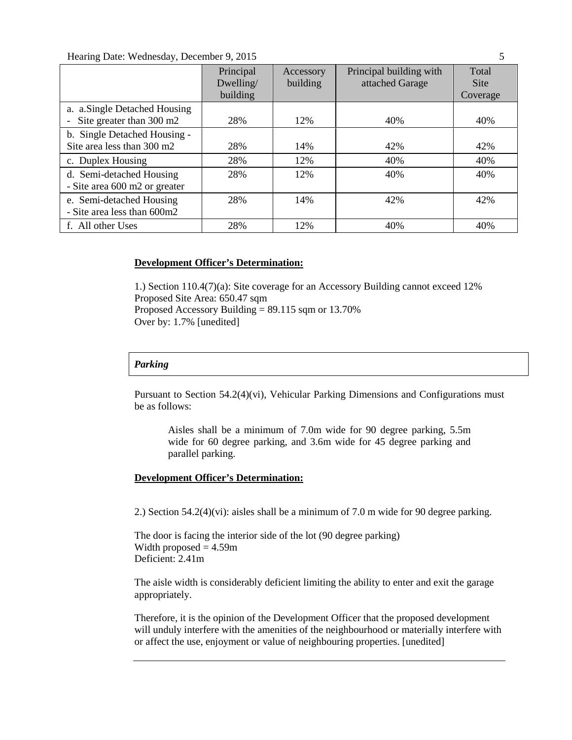| | Principal Dwelling/ building | Accessory building | Principal building with attached Garage | Total Site Coverage |
|---|---|---|---|---|
| a. a.Single Detached Housing - Site greater than 300 m2 | 28% | 12% | 40% | 40% |
| b. Single Detached Housing - Site area less than 300 m2 | 28% | 14% | 42% | 42% |
| c. Duplex Housing | 28% | 12% | 40% | 40% |
| d. Semi-detached Housing - Site area 600 m2 or greater | 28% | 12% | 40% | 40% |
| e. Semi-detached Housing - Site area less than 600m2 | 28% | 14% | 42% | 42% |
| f. All other Uses | 28% | 12% | 40% | 40% |

**Development Officer's Determination:**

1.) Section 110.4(7)(a): Site coverage for an Accessory Building cannot exceed 12%
Proposed Site Area: 650.47 sqm
Proposed Accessory Building = 89.115 sqm or 13.70%
Over by: 1.7% [unedited]

***Parking***

Pursuant to Section 54.2(4)(vi), Vehicular Parking Dimensions and Configurations must be as follows:

> Aisles shall be a minimum of 7.0m wide for 90 degree parking, 5.5m wide for 60 degree parking, and 3.6m wide for 45 degree parking and parallel parking.

**Development Officer's Determination:**

2.) Section 54.2(4)(vi): aisles shall be a minimum of 7.0 m wide for 90 degree parking.

The door is facing the interior side of the lot (90 degree parking)
Width proposed = 4.59m
Deficient: 2.41m

The aisle width is considerably deficient limiting the ability to enter and exit the garage appropriately.

Therefore, it is the opinion of the Development Officer that the proposed development will unduly interfere with the amenities of the neighbourhood or materially interfere with or affect the use, enjoyment or value of neighbouring properties. [unedited]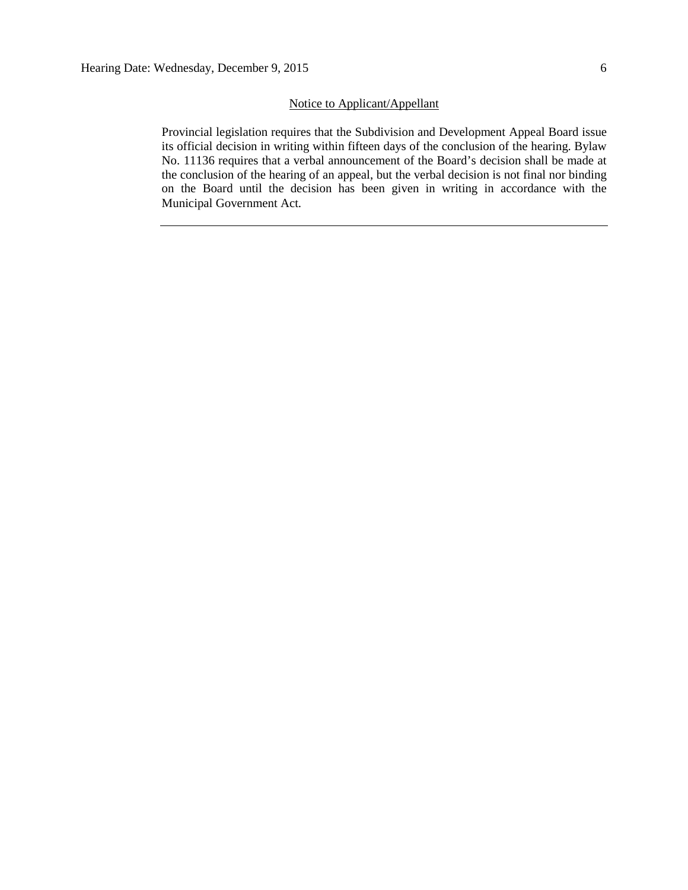Notice to Applicant/Appellant

Provincial legislation requires that the Subdivision and Development Appeal Board issue its official decision in writing within fifteen days of the conclusion of the hearing. Bylaw No. 11136 requires that a verbal announcement of the Board's decision shall be made at the conclusion of the hearing of an appeal, but the verbal decision is not final nor binding on the Board until the decision has been given in writing in accordance with the Municipal Government Act.

---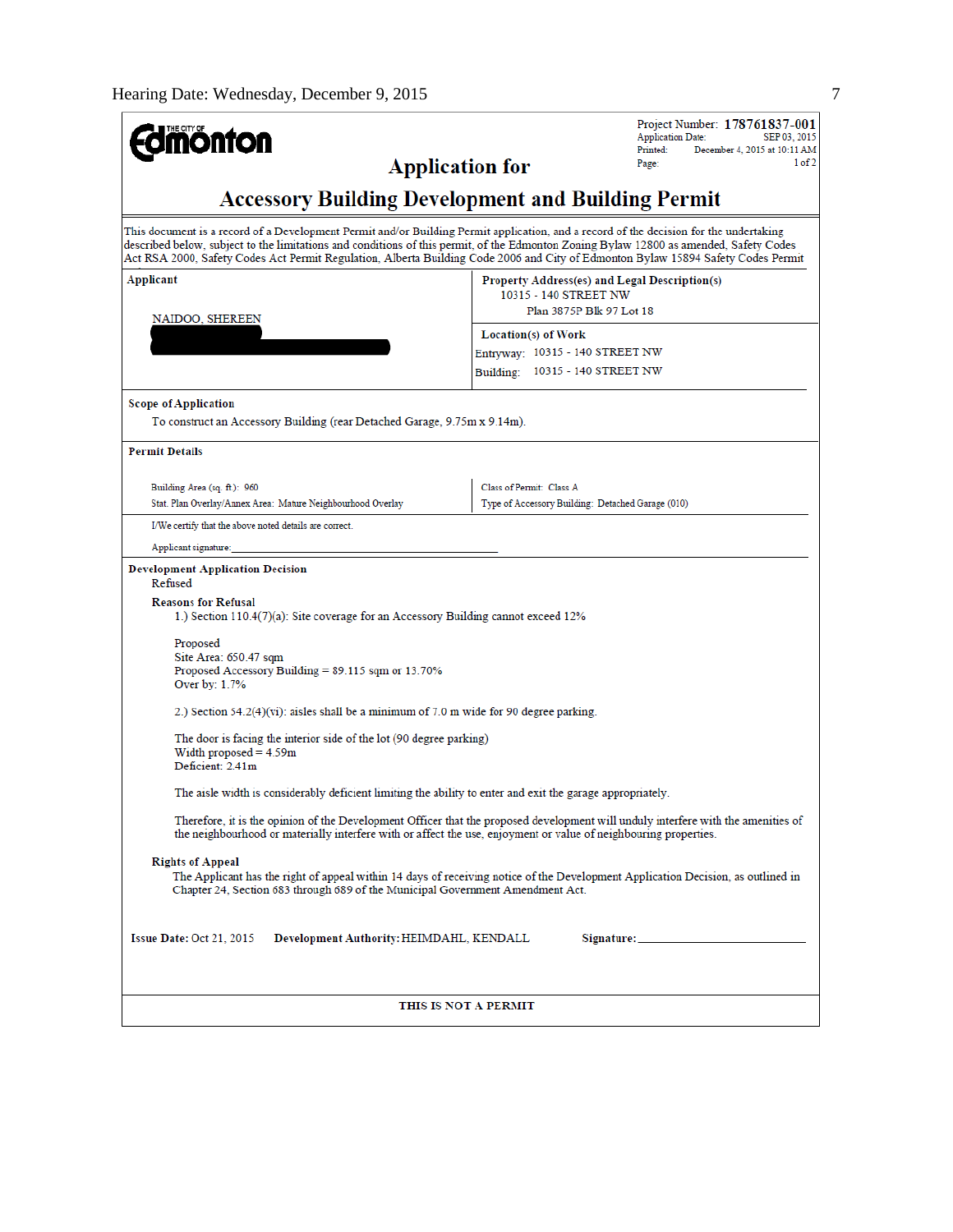Project Number: **178761837-001**
Application Date: SEP 03, 2015
Printed: December 4, 2015 at 10:11 AM
Page: 1 of 2

THE CITY OF **Edmonton**

# Application for

# Accessory Building Development and Building Permit

This document is a record of a Development Permit and/or Building Permit application, and a record of the decision for the undertaking described below, subject to the limitations and conditions of this permit, of the Edmonton Zoning Bylaw 12800 as amended, Safety Codes Act RSA 2000, Safety Codes Act Permit Regulation, Alberta Building Code 2006 and City of Edmonton Bylaw 15894 Safety Codes Permit

| **Applicant** | **Property Address(es) and Legal Description(s)** |
|---|---|
| NAIDOO, SHEREEN | 10315 - 140 STREET NW<br>Plan 3875P Blk 97 Lot 18 |
| | **Location(s) of Work**<br>Entryway: 10315 - 140 STREET NW<br>Building: 10315 - 140 STREET NW |

**Scope of Application**

To construct an Accessory Building (rear Detached Garage, 9.75m x 9.14m).

**Permit Details**

| | |
|---|---|
| Building Area (sq. ft.): 960 | Class of Permit: Class A |
| Stat. Plan Overlay/Annex Area: Mature Neighbourhood Overlay | Type of Accessory Building: Detached Garage (010) |

I/We certify that the above noted details are correct.

Applicant signature: ______________________________

**Development Application Decision**

Refused

**Reasons for Refusal**

1.) Section 110.4(7)(a): Site coverage for an Accessory Building cannot exceed 12%

Proposed
Site Area: 650.47 sqm
Proposed Accessory Building = 89.115 sqm or 13.70%
Over by: 1.7%

2.) Section 54.2(4)(vi): aisles shall be a minimum of 7.0 m wide for 90 degree parking.

The door is facing the interior side of the lot (90 degree parking)
Width proposed = 4.59m
Deficient: 2.41m

The aisle width is considerably deficient limiting the ability to enter and exit the garage appropriately.

Therefore, it is the opinion of the Development Officer that the proposed development will unduly interfere with the amenities of the neighbourhood or materially interfere with or affect the use, enjoyment or value of neighbouring properties.

**Rights of Appeal**

The Applicant has the right of appeal within 14 days of receiving notice of the Development Application Decision, as outlined in Chapter 24, Section 683 through 689 of the Municipal Government Amendment Act.

**Issue Date:** Oct 21, 2015 **Development Authority:** HEIMDAHL, KENDALL **Signature:** ______________________

**THIS IS NOT A PERMIT**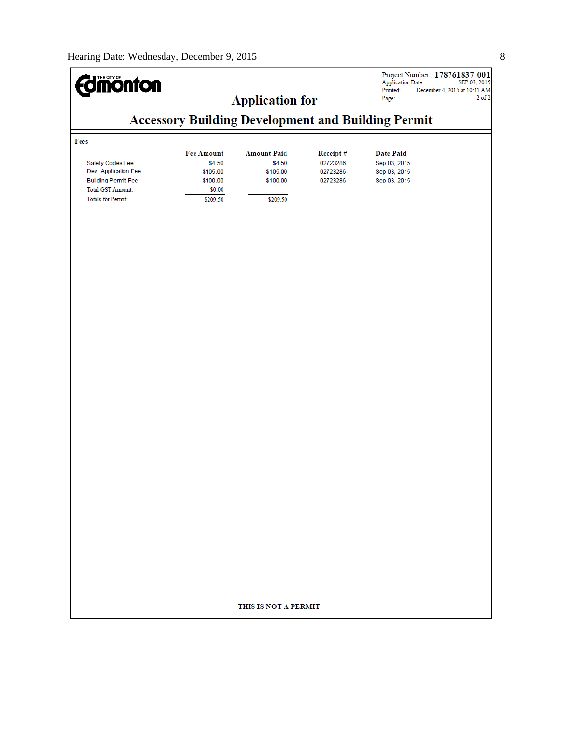Project Number: **178761837-001**
Application Date: SEP 03, 2015
Printed: December 4, 2015 at 10:11 AM

## Application for

## Accessory Building Development and Building Permit

**Fees**

| | Fee Amount | Amount Paid | Receipt # | Date Paid |
|---|---|---|---|---|
| Safety Codes Fee | $4.50 | $4.50 | 02723286 | Sep 03, 2015 |
| Dev. Application Fee | $105.00 | $105.00 | 02723286 | Sep 03, 2015 |
| Building Permit Fee | $100.00 | $100.00 | 02723286 | Sep 03, 2015 |
| Total GST Amount: | $0.00 | | | |
| Totals for Permit: | $209.50 | $209.50 | | |

**THIS IS NOT A PERMIT**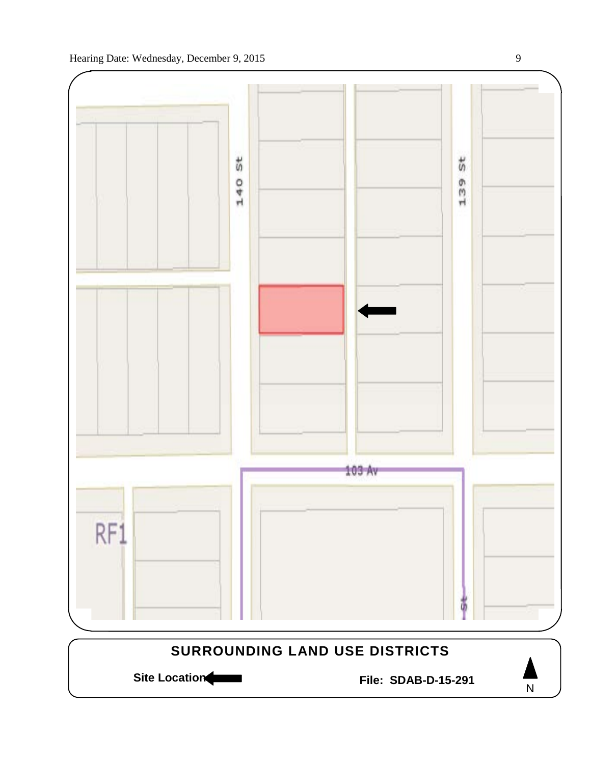140 St

139 St

103 Av

RF1

St

**SURROUNDING LAND USE DISTRICTS**

**Site Location** ⬅

**File: SDAB-D-15-291**

N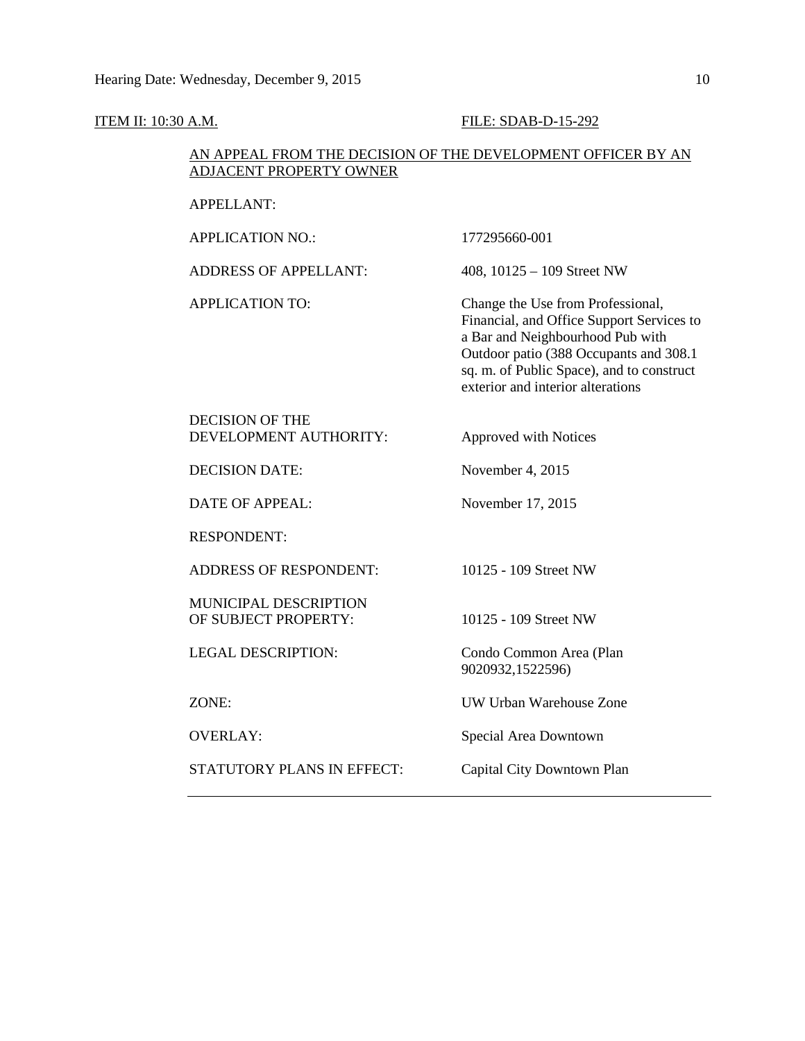Hearing Date: Wednesday, December 9, 2015

ITEM II: 10:30 A.M. FILE: SDAB-D-15-292

AN APPEAL FROM THE DECISION OF THE DEVELOPMENT OFFICER BY AN ADJACENT PROPERTY OWNER

| | |
|---|---|
| APPELLANT: | |
| APPLICATION NO.: | 177295660-001 |
| ADDRESS OF APPELLANT: | 408, 10125 – 109 Street NW |
| APPLICATION TO: | Change the Use from Professional, Financial, and Office Support Services to a Bar and Neighbourhood Pub with Outdoor patio (388 Occupants and 308.1 sq. m. of Public Space), and to construct exterior and interior alterations |
| DECISION OF THE DEVELOPMENT AUTHORITY: | Approved with Notices |
| DECISION DATE: | November 4, 2015 |
| DATE OF APPEAL: | November 17, 2015 |
| RESPONDENT: | |
| ADDRESS OF RESPONDENT: | 10125 - 109 Street NW |
| MUNICIPAL DESCRIPTION OF SUBJECT PROPERTY: | 10125 - 109 Street NW |
| LEGAL DESCRIPTION: | Condo Common Area (Plan 9020932,1522596) |
| ZONE: | UW Urban Warehouse Zone |
| OVERLAY: | Special Area Downtown |
| STATUTORY PLANS IN EFFECT: | Capital City Downtown Plan |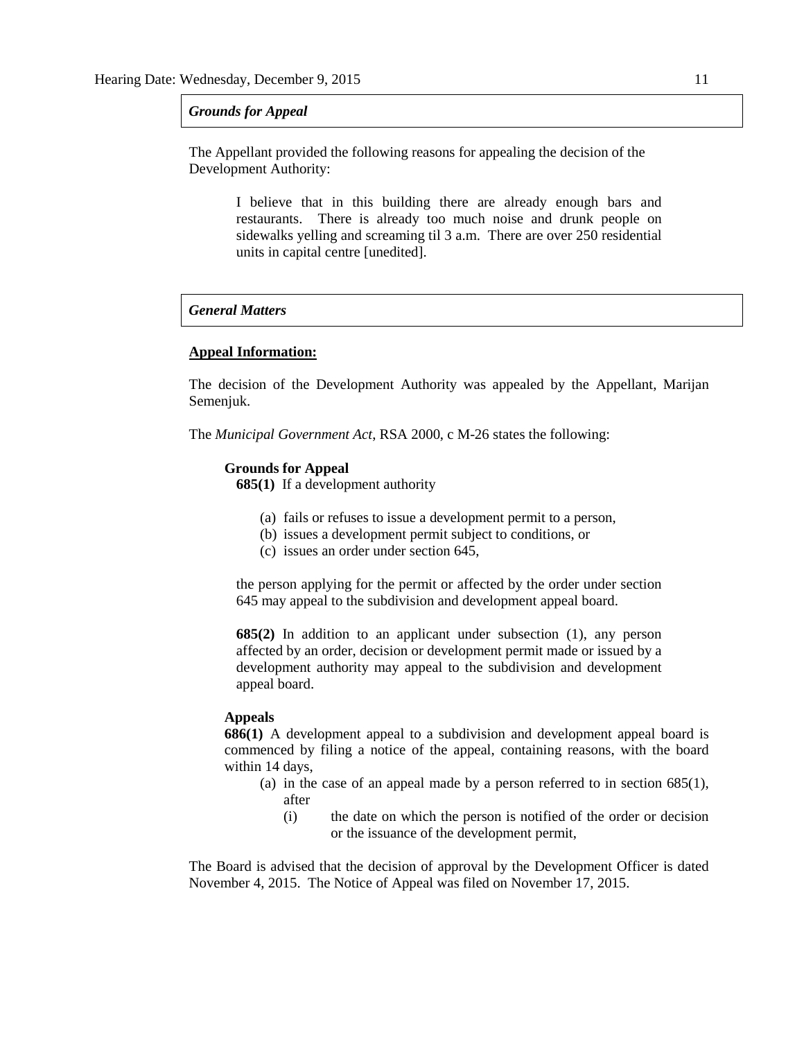***Grounds for Appeal***

The Appellant provided the following reasons for appealing the decision of the Development Authority:

> I believe that in this building there are already enough bars and restaurants. There is already too much noise and drunk people on sidewalks yelling and screaming til 3 a.m. There are over 250 residential units in capital centre [unedited].

***General Matters***

**Appeal Information:**

The decision of the Development Authority was appealed by the Appellant, Marijan Semenjuk.

The *Municipal Government Act*, RSA 2000, c M-26 states the following:

**Grounds for Appeal**

**685(1)** If a development authority

(a) fails or refuses to issue a development permit to a person,
(b) issues a development permit subject to conditions, or
(c) issues an order under section 645,

the person applying for the permit or affected by the order under section 645 may appeal to the subdivision and development appeal board.

**685(2)** In addition to an applicant under subsection (1), any person affected by an order, decision or development permit made or issued by a development authority may appeal to the subdivision and development appeal board.

**Appeals**

**686(1)** A development appeal to a subdivision and development appeal board is commenced by filing a notice of the appeal, containing reasons, with the board within 14 days,

(a) in the case of an appeal made by a person referred to in section 685(1), after

(i) the date on which the person is notified of the order or decision or the issuance of the development permit,

The Board is advised that the decision of approval by the Development Officer is dated November 4, 2015. The Notice of Appeal was filed on November 17, 2015.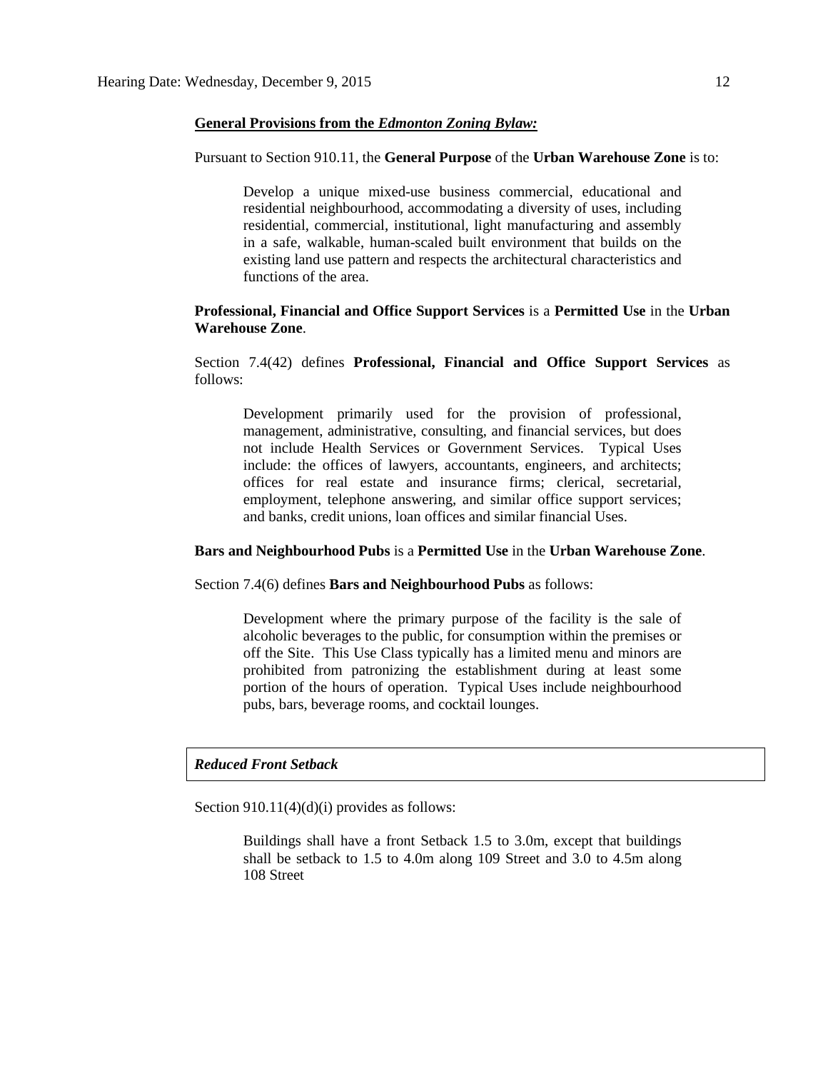**General Provisions from the *Edmonton Zoning Bylaw:***

Pursuant to Section 910.11, the **General Purpose** of the **Urban Warehouse Zone** is to:

> Develop a unique mixed-use business commercial, educational and residential neighbourhood, accommodating a diversity of uses, including residential, commercial, institutional, light manufacturing and assembly in a safe, walkable, human-scaled built environment that builds on the existing land use pattern and respects the architectural characteristics and functions of the area.

**Professional, Financial and Office Support Services** is a **Permitted Use** in the **Urban Warehouse Zone**.

Section 7.4(42) defines **Professional, Financial and Office Support Services** as follows:

> Development primarily used for the provision of professional, management, administrative, consulting, and financial services, but does not include Health Services or Government Services. Typical Uses include: the offices of lawyers, accountants, engineers, and architects; offices for real estate and insurance firms; clerical, secretarial, employment, telephone answering, and similar office support services; and banks, credit unions, loan offices and similar financial Uses.

**Bars and Neighbourhood Pubs** is a **Permitted Use** in the **Urban Warehouse Zone**.

Section 7.4(6) defines **Bars and Neighbourhood Pubs** as follows:

> Development where the primary purpose of the facility is the sale of alcoholic beverages to the public, for consumption within the premises or off the Site. This Use Class typically has a limited menu and minors are prohibited from patronizing the establishment during at least some portion of the hours of operation. Typical Uses include neighbourhood pubs, bars, beverage rooms, and cocktail lounges.

***Reduced Front Setback***

Section 910.11(4)(d)(i) provides as follows:

> Buildings shall have a front Setback 1.5 to 3.0m, except that buildings shall be setback to 1.5 to 4.0m along 109 Street and 3.0 to 4.5m along 108 Street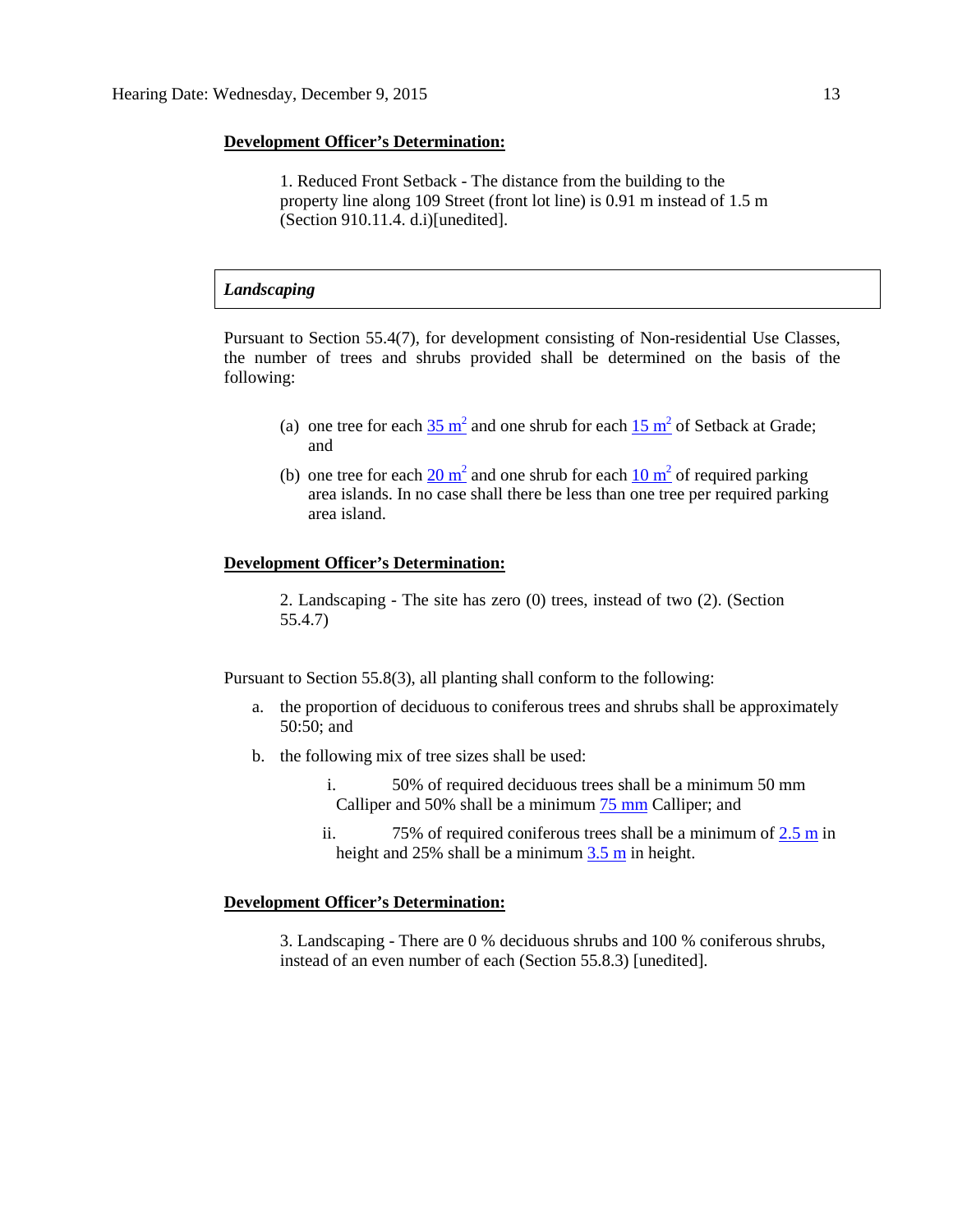**Development Officer's Determination:**

1. Reduced Front Setback - The distance from the building to the property line along 109 Street (front lot line) is 0.91 m instead of 1.5 m (Section 910.11.4. d.i)[unedited].

***Landscaping***

Pursuant to Section 55.4(7), for development consisting of Non-residential Use Classes, the number of trees and shrubs provided shall be determined on the basis of the following:

(a) one tree for each $35\ m^2$ and one shrub for each $15\ m^2$ of Setback at Grade; and

(b) one tree for each $20\ m^2$ and one shrub for each $10\ m^2$ of required parking area islands. In no case shall there be less than one tree per required parking area island.

**Development Officer's Determination:**

2. Landscaping - The site has zero (0) trees, instead of two (2). (Section 55.4.7)

Pursuant to Section 55.8(3), all planting shall conform to the following:

a. the proportion of deciduous to coniferous trees and shrubs shall be approximately 50:50; and

b. the following mix of tree sizes shall be used:

   i. 50% of required deciduous trees shall be a minimum 50 mm Calliper and 50% shall be a minimum 75 mm Calliper; and

   ii. 75% of required coniferous trees shall be a minimum of 2.5 m in height and 25% shall be a minimum 3.5 m in height.

**Development Officer's Determination:**

3. Landscaping - There are 0 % deciduous shrubs and 100 % coniferous shrubs, instead of an even number of each (Section 55.8.3) [unedited].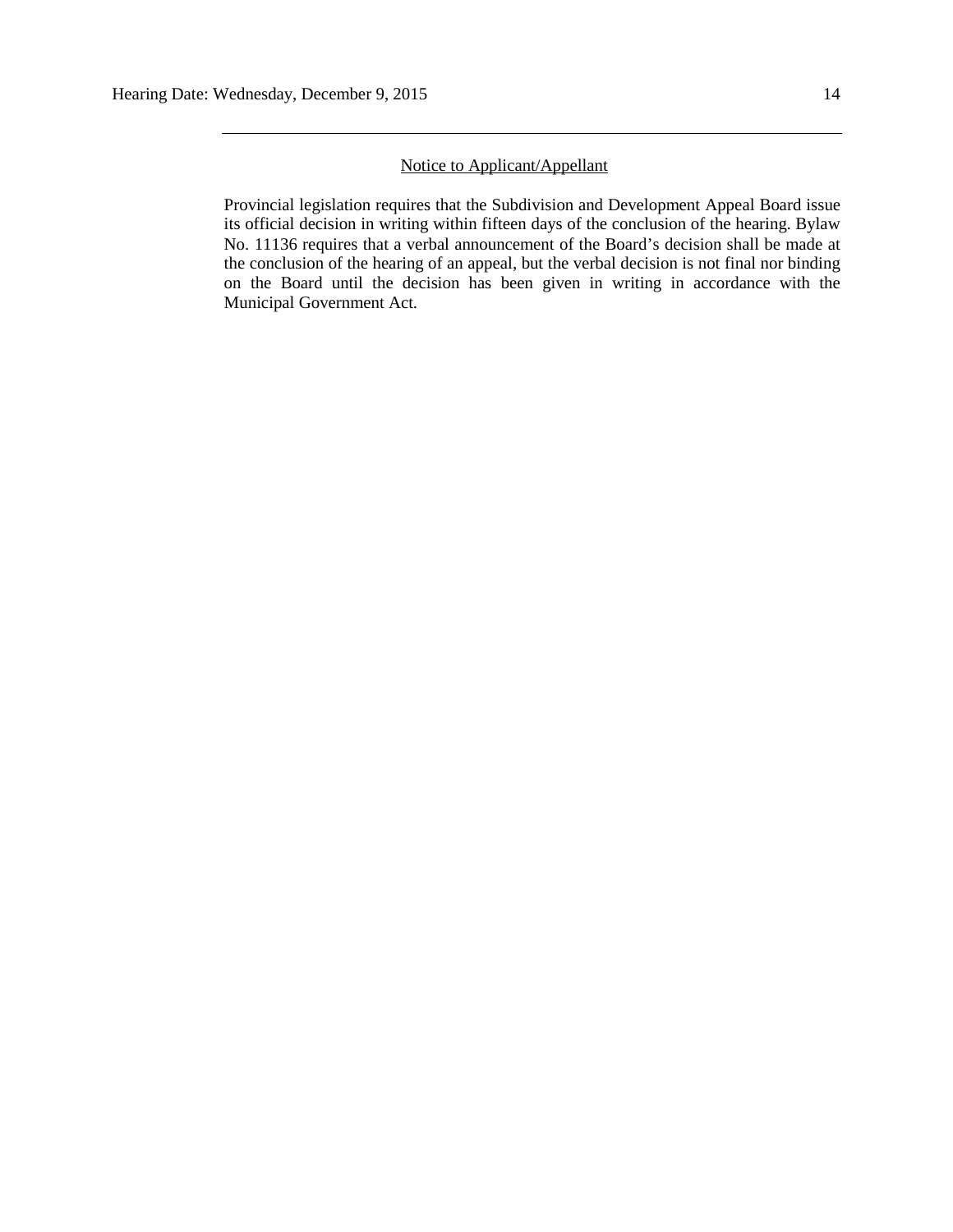---

<u>Notice to Applicant/Appellant</u>

Provincial legislation requires that the Subdivision and Development Appeal Board issue its official decision in writing within fifteen days of the conclusion of the hearing. Bylaw No. 11136 requires that a verbal announcement of the Board's decision shall be made at the conclusion of the hearing of an appeal, but the verbal decision is not final nor binding on the Board until the decision has been given in writing in accordance with the Municipal Government Act.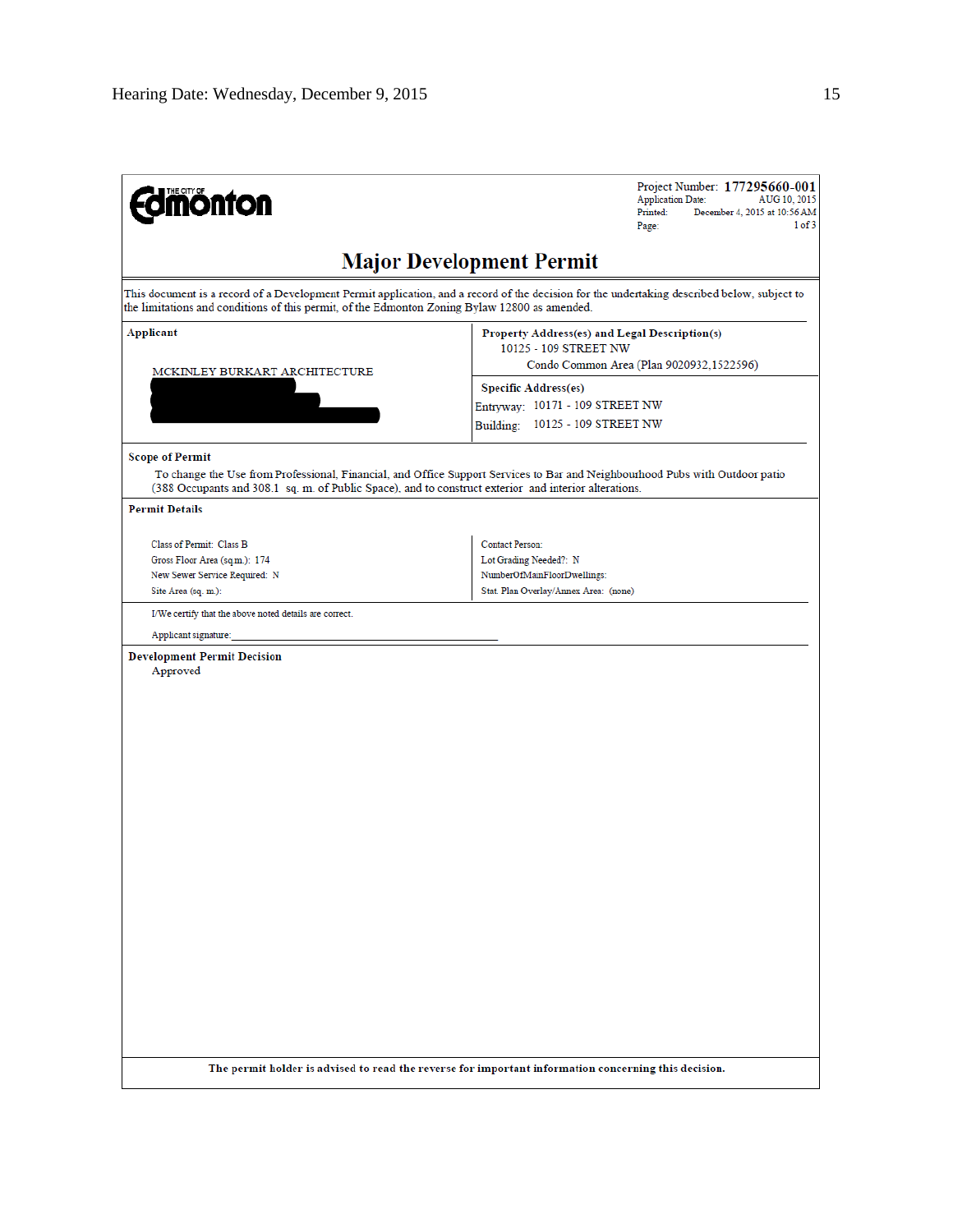THE CITY OF Edmonton

Project Number: **177295660-001**
Application Date: AUG 10, 2015
Printed: December 4, 2015 at 10:56 AM
Page: 1 of 3

# Major Development Permit

This document is a record of a Development Permit application, and a record of the decision for the undertaking described below, subject to the limitations and conditions of this permit, of the Edmonton Zoning Bylaw 12800 as amended.

**Applicant**

MCKINLEY BURKART ARCHITECTURE

**Property Address(es) and Legal Description(s)**

10125 - 109 STREET NW
Condo Common Area (Plan 9020932,1522596)

**Specific Address(es)**

Entryway: 10171 - 109 STREET NW
Building: 10125 - 109 STREET NW

**Scope of Permit**

To change the Use from Professional, Financial, and Office Support Services to Bar and Neighbourhood Pubs with Outdoor patio (388 Occupants and 308.1 sq. m. of Public Space), and to construct exterior and interior alterations.

**Permit Details**

| | |
|---|---|
| Class of Permit: Class B | Contact Person: |
| Gross Floor Area (sq.m.): 174 | Lot Grading Needed?: N |
| New Sewer Service Required: N | NumberOfMainFloorDwellings: |
| Site Area (sq. m.): | Stat. Plan Overlay/Annex Area: (none) |

I/We certify that the above noted details are correct.

Applicant signature:_______________________________

**Development Permit Decision**

Approved

**The permit holder is advised to read the reverse for important information concerning this decision.**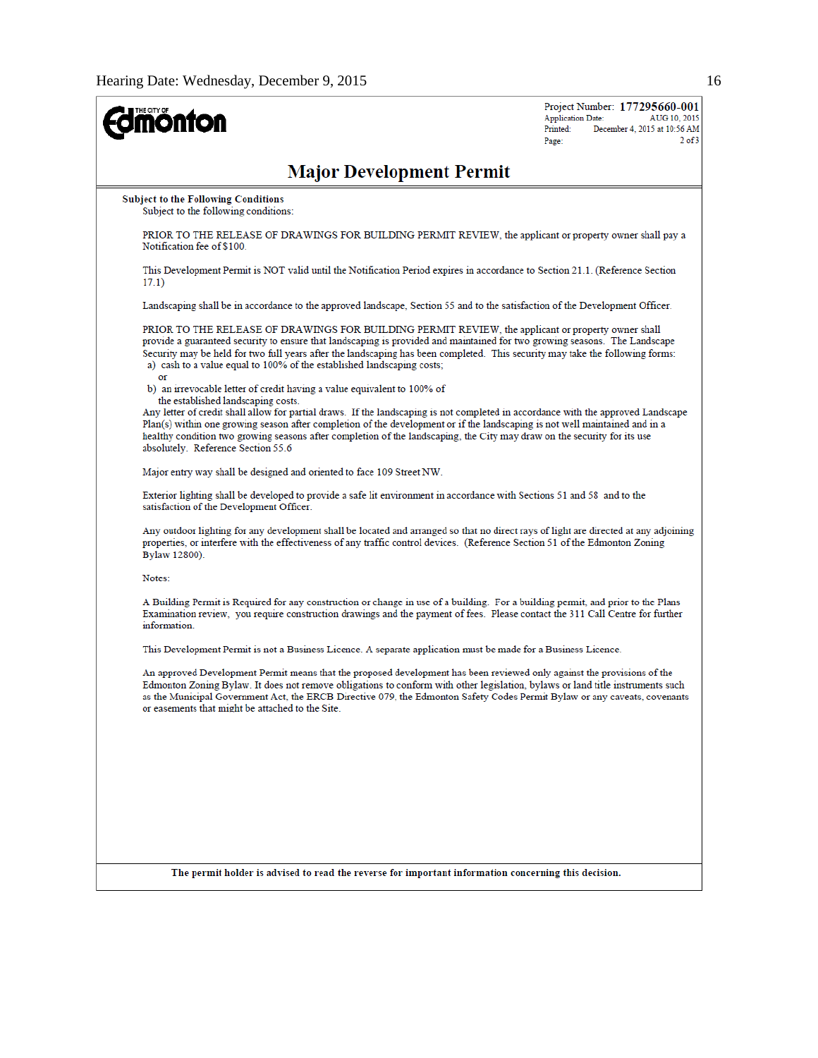The City of Edmonton

Project Number: **177295660-001**
Application Date: AUG 10, 2015
Printed: December 4, 2015 at 10:56 AM
Page: 2 of 3

# Major Development Permit

**Subject to the Following Conditions**

Subject to the following conditions:

PRIOR TO THE RELEASE OF DRAWINGS FOR BUILDING PERMIT REVIEW, the applicant or property owner shall pay a Notification fee of $100.

This Development Permit is NOT valid until the Notification Period expires in accordance to Section 21.1. (Reference Section 17.1)

Landscaping shall be in accordance to the approved landscape, Section 55 and to the satisfaction of the Development Officer.

PRIOR TO THE RELEASE OF DRAWINGS FOR BUILDING PERMIT REVIEW, the applicant or property owner shall provide a guaranteed security to ensure that landscaping is provided and maintained for two growing seasons. The Landscape Security may be held for two full years after the landscaping has been completed. This security may take the following forms:

a) cash to a value equal to 100% of the established landscaping costs;

or

b) an irrevocable letter of credit having a value equivalent to 100% of the established landscaping costs.

Any letter of credit shall allow for partial draws. If the landscaping is not completed in accordance with the approved Landscape Plan(s) within one growing season after completion of the development or if the landscaping is not well maintained and in a healthy condition two growing seasons after completion of the landscaping, the City may draw on the security for its use absolutely. Reference Section 55.6

Major entry way shall be designed and oriented to face 109 Street NW.

Exterior lighting shall be developed to provide a safe lit environment in accordance with Sections 51 and 58 and to the satisfaction of the Development Officer.

Any outdoor lighting for any development shall be located and arranged so that no direct rays of light are directed at any adjoining properties, or interfere with the effectiveness of any traffic control devices. (Reference Section 51 of the Edmonton Zoning Bylaw 12800).

Notes:

A Building Permit is Required for any construction or change in use of a building. For a building permit, and prior to the Plans Examination review, you require construction drawings and the payment of fees. Please contact the 311 Call Centre for further information.

This Development Permit is not a Business Licence. A separate application must be made for a Business Licence.

An approved Development Permit means that the proposed development has been reviewed only against the provisions of the Edmonton Zoning Bylaw. It does not remove obligations to conform with other legislation, bylaws or land title instruments such as the Municipal Government Act, the ERCB Directive 079, the Edmonton Safety Codes Permit Bylaw or any caveats, covenants or easements that might be attached to the Site.

**The permit holder is advised to read the reverse for important information concerning this decision.**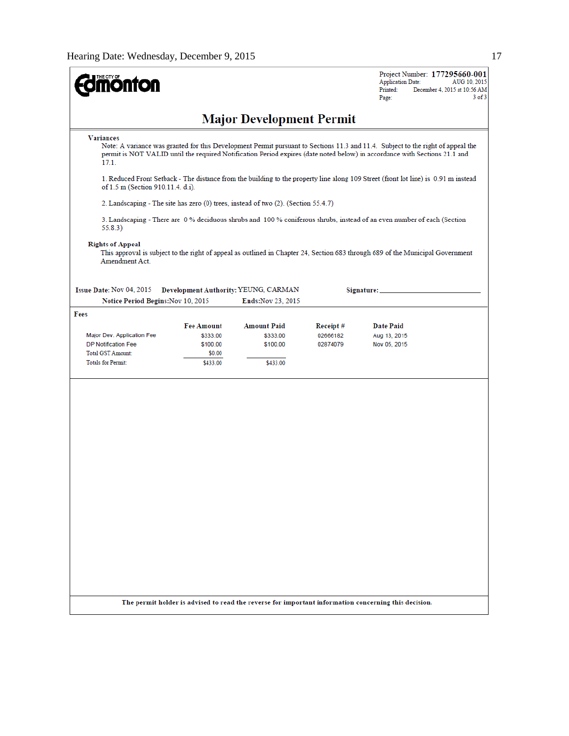**The City of Edmonton**

Project Number: **177295660-001**
Application Date: AUG 10, 2015
Printed: December 4, 2015 at 10:56 AM
Page: 3 of 3

# Major Development Permit

**Variances**

Note: A variance was granted for this Development Permit pursuant to Sections 11.3 and 11.4. Subject to the right of appeal the permit is NOT VALID until the required Notification Period expires (date noted below) in accordance with Sections 21.1 and 17.1.

1. Reduced Front Setback - The distance from the building to the property line along 109 Street (front lot line) is 0.91 m instead of 1.5 m (Section 910.11.4. d.i).

2. Landscaping - The site has zero (0) trees, instead of two (2). (Section 55.4.7)

3. Landscaping - There are 0 % deciduous shrubs and 100 % coniferous shrubs, instead of an even number of each (Section 55.8.3)

**Rights of Appeal**

This approval is subject to the right of appeal as outlined in Chapter 24, Section 683 through 689 of the Municipal Government Amendment Act.

**Issue Date:** Nov 04, 2015 **Development Authority:** YEUNG, CARMAN **Signature:** ____________________

**Notice Period Begins:** Nov 10, 2015 **Ends:** Nov 23, 2015

**Fees**

| | Fee Amount | Amount Paid | Receipt # | Date Paid |
|---|---|---|---|---|
| Major Dev. Application Fee | $333.00 | $333.00 | 02666182 | Aug 13, 2015 |
| DP Notification Fee | $100.00 | $100.00 | 02874079 | Nov 05, 2015 |
| Total GST Amount: | $0.00 | | | |
| Totals for Permit: | $433.00 | $433.00 | | |

**The permit holder is advised to read the reverse for important information concerning this decision.**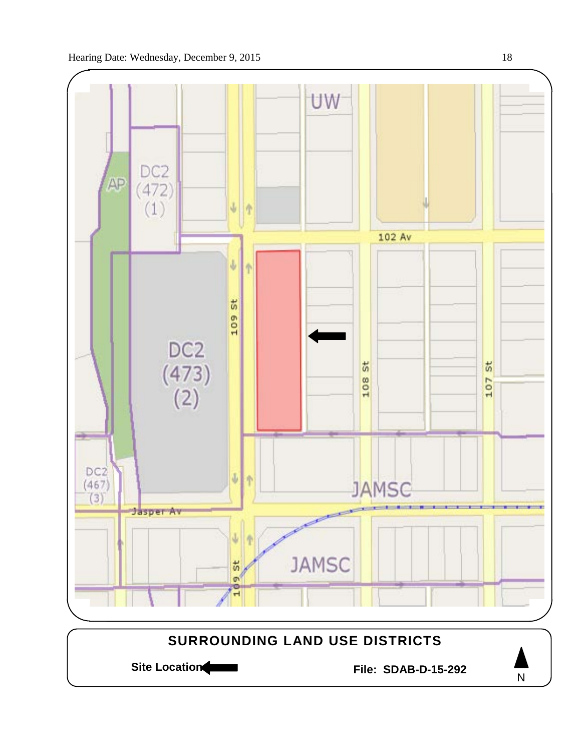UW

DC2 (472) (1)

AP

102 Av

109 St

DC2 (473) (2)

108 St

107 St

DC2 (467) (3)

JAMSC

Jasper Av

JAMSC

109 St

**SURROUNDING LAND USE DISTRICTS**

**Site Location**

**File: SDAB-D-15-292**

N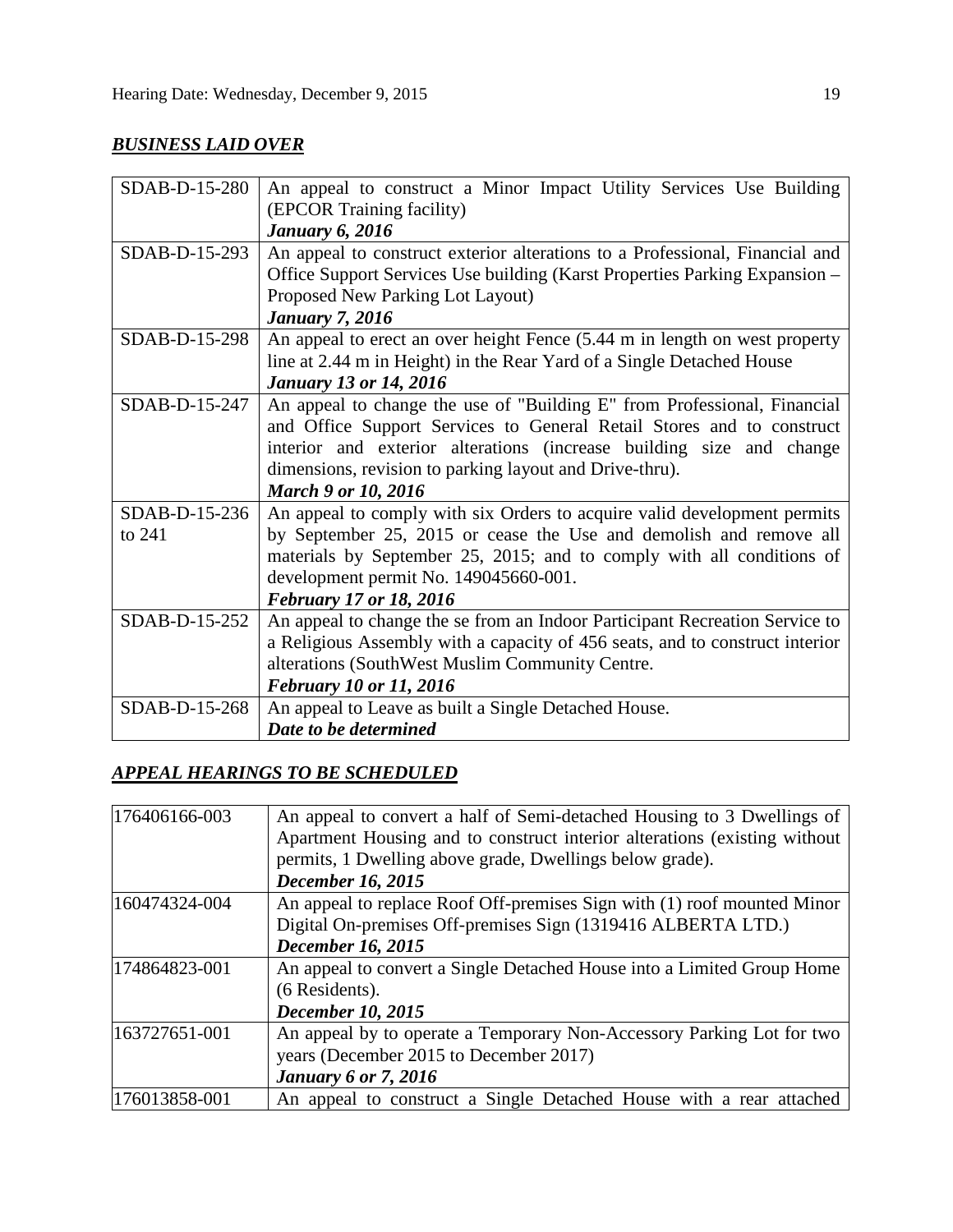## ***BUSINESS LAID OVER***

| | |
|---|---|
| SDAB-D-15-280 | An appeal to construct a Minor Impact Utility Services Use Building (EPCOR Training facility)<br>***January 6, 2016*** |
| SDAB-D-15-293 | An appeal to construct exterior alterations to a Professional, Financial and Office Support Services Use building (Karst Properties Parking Expansion – Proposed New Parking Lot Layout)<br>***January 7, 2016*** |
| SDAB-D-15-298 | An appeal to erect an over height Fence (5.44 m in length on west property line at 2.44 m in Height) in the Rear Yard of a Single Detached House<br>***January 13 or 14, 2016*** |
| SDAB-D-15-247 | An appeal to change the use of "Building E" from Professional, Financial and Office Support Services to General Retail Stores and to construct interior and exterior alterations (increase building size and change dimensions, revision to parking layout and Drive-thru).<br>***March 9 or 10, 2016*** |
| SDAB-D-15-236 to 241 | An appeal to comply with six Orders to acquire valid development permits by September 25, 2015 or cease the Use and demolish and remove all materials by September 25, 2015; and to comply with all conditions of development permit No. 149045660-001.<br>***February 17 or 18, 2016*** |
| SDAB-D-15-252 | An appeal to change the se from an Indoor Participant Recreation Service to a Religious Assembly with a capacity of 456 seats, and to construct interior alterations (SouthWest Muslim Community Centre.<br>***February 10 or 11, 2016*** |
| SDAB-D-15-268 | An appeal to Leave as built a Single Detached House.<br>***Date to be determined*** |

## ***APPEAL HEARINGS TO BE SCHEDULED***

| | |
|---|---|
| 176406166-003 | An appeal to convert a half of Semi-detached Housing to 3 Dwellings of Apartment Housing and to construct interior alterations (existing without permits, 1 Dwelling above grade, Dwellings below grade).<br>***December 16, 2015*** |
| 160474324-004 | An appeal to replace Roof Off-premises Sign with (1) roof mounted Minor Digital On-premises Off-premises Sign (1319416 ALBERTA LTD.)<br>***December 16, 2015*** |
| 174864823-001 | An appeal to convert a Single Detached House into a Limited Group Home (6 Residents).<br>***December 10, 2015*** |
| 163727651-001 | An appeal by to operate a Temporary Non-Accessory Parking Lot for two years (December 2015 to December 2017)<br>***January 6 or 7, 2016*** |
| 176013858-001 | An appeal to construct a Single Detached House with a rear attached |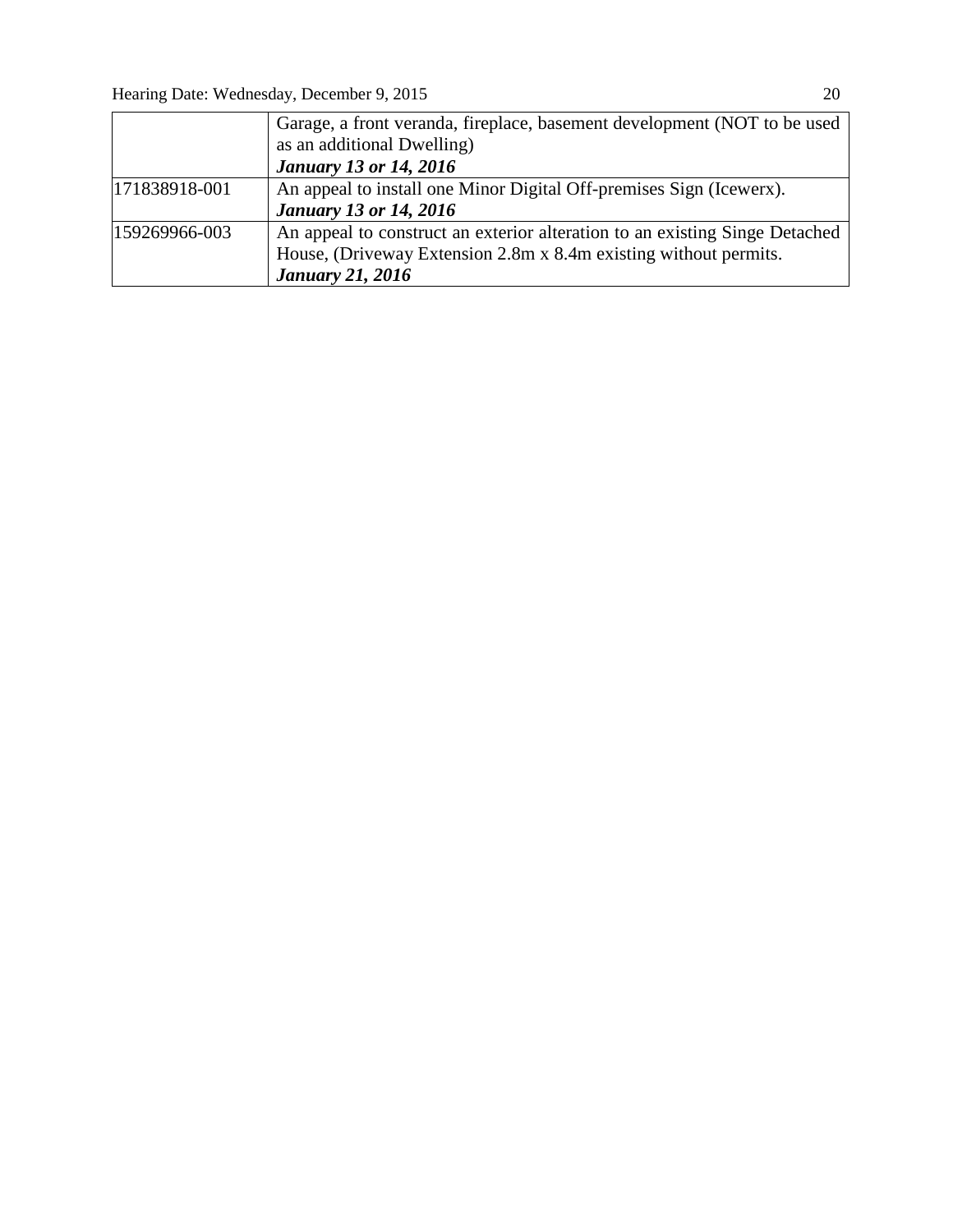| | |
|---|---|
| | Garage, a front veranda, fireplace, basement development (NOT to be used as an additional Dwelling)<br>***January 13 or 14, 2016*** |
| 171838918-001 | An appeal to install one Minor Digital Off-premises Sign (Icewerx).<br>***January 13 or 14, 2016*** |
| 159269966-003 | An appeal to construct an exterior alteration to an existing Singe Detached House, (Driveway Extension 2.8m x 8.4m existing without permits.<br>***January 21, 2016*** |